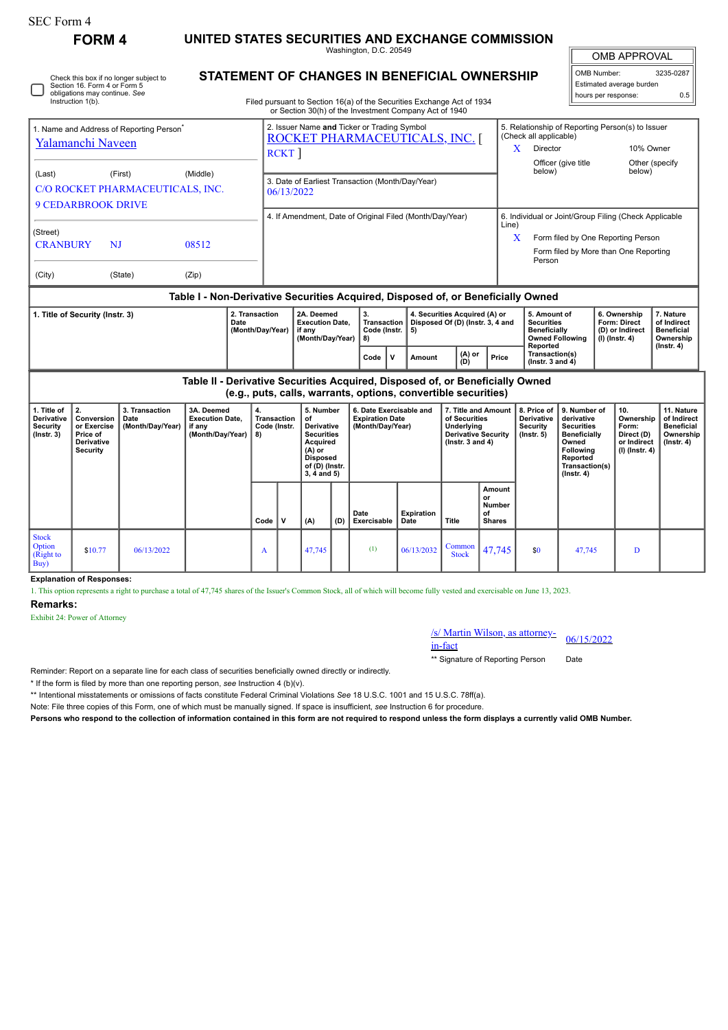SEC Form 4

# FORM 4

## UNITED STATES SECURITIES AND EXCHANGE COMMISSION

Washington, D.C. 20549

## STATEMENT OF CHANGES IN BENEFICIAL OWNERSHIP

Filed pursuant to Section 16(a) of the Securities Exchange Act of 1934 or Section 30(h) of the Investment Company Act of 1940

| OMB APPROVAL | |
|---|---|
| OMB Number: | 3235-0287 |
| Estimated average burden | |
| hours per response: | 0.5 |

☐ Check this box if no longer subject to Section 16. Form 4 or Form 5 obligations may continue. *See* Instruction 1(b).

**1. Name and Address of Reporting Person***

Yalamanchi Naveen

(Last) (First) (Middle)

C/O ROCKET PHARMACEUTICALS, INC.
9 CEDARBROOK DRIVE

(Street)

CRANBURY NJ 08512

(City) (State) (Zip)

**2. Issuer Name and Ticker or Trading Symbol**

ROCKET PHARMACEUTICALS, INC. [ RCKT ]

**3. Date of Earliest Transaction (Month/Day/Year)**

06/13/2022

**4. If Amendment, Date of Original Filed (Month/Day/Year)**

**5. Relationship of Reporting Person(s) to Issuer (Check all applicable)**

X Director
10% Owner
Officer (give title below)
Other (specify below)

**6. Individual or Joint/Group Filing (Check Applicable Line)**

X Form filed by One Reporting Person
Form filed by More than One Reporting Person

### Table I - Non-Derivative Securities Acquired, Disposed of, or Beneficially Owned

| 1. Title of Security (Instr. 3) | 2. Transaction Date (Month/Day/Year) | 2A. Deemed Execution Date, if any (Month/Day/Year) | 3. Transaction Code (Instr. 8) | | 4. Securities Acquired (A) or Disposed Of (D) (Instr. 3, 4 and 5) | | | 5. Amount of Securities Beneficially Owned Following Reported Transaction(s) (Instr. 3 and 4) | 6. Ownership Form: Direct (D) or Indirect (I) (Instr. 4) | 7. Nature of Indirect Beneficial Ownership (Instr. 4) |
|---|---|---|---|---|---|---|---|---|---|---|
| | | | Code | V | Amount | (A) or (D) | Price | | | |

### Table II - Derivative Securities Acquired, Disposed of, or Beneficially Owned (e.g., puts, calls, warrants, options, convertible securities)

| 1. Title of Derivative Security (Instr. 3) | 2. Conversion or Exercise Price of Derivative Security | 3. Transaction Date (Month/Day/Year) | 3A. Deemed Execution Date, if any (Month/Day/Year) | 4. Transaction Code (Instr. 8) | | 5. Number of Derivative Securities Acquired (A) or Disposed of (D) (Instr. 3, 4 and 5) | | 6. Date Exercisable and Expiration Date (Month/Day/Year) | | 7. Title and Amount of Securities Underlying Derivative Security (Instr. 3 and 4) | | 8. Price of Derivative Security (Instr. 5) | 9. Number of derivative Securities Beneficially Owned Following Reported Transaction(s) (Instr. 4) | 10. Ownership Form: Direct (D) or Indirect (I) (Instr. 4) | 11. Nature of Indirect Beneficial Ownership (Instr. 4) |
|---|---|---|---|---|---|---|---|---|---|---|---|---|---|---|---|
| | | | | Code | V | (A) | (D) | Date Exercisable | Expiration Date | Title | Amount or Number of Shares | | | | |
| Stock Option (Right to Buy) | $10.77 | 06/13/2022 | | A | | 47,745 | | (1) | 06/13/2032 | Common Stock | 47,745 | $0 | 47,745 | D | |

**Explanation of Responses:**

1. This option represents a right to purchase a total of 47,745 shares of the Issuer's Common Stock, all of which will become fully vested and exercisable on June 13, 2023.

**Remarks:**

Exhibit 24: Power of Attorney

/s/ Martin Wilson, as attorney-in-fact — 06/15/2022

** Signature of Reporting Person — Date

Reminder: Report on a separate line for each class of securities beneficially owned directly or indirectly.

* If the form is filed by more than one reporting person, *see* Instruction 4 (b)(v).

** Intentional misstatements or omissions of facts constitute Federal Criminal Violations *See* 18 U.S.C. 1001 and 15 U.S.C. 78ff(a).

Note: File three copies of this Form, one of which must be manually signed. If space is insufficient, *see* Instruction 6 for procedure.

**Persons who respond to the collection of information contained in this form are not required to respond unless the form displays a currently valid OMB Number.**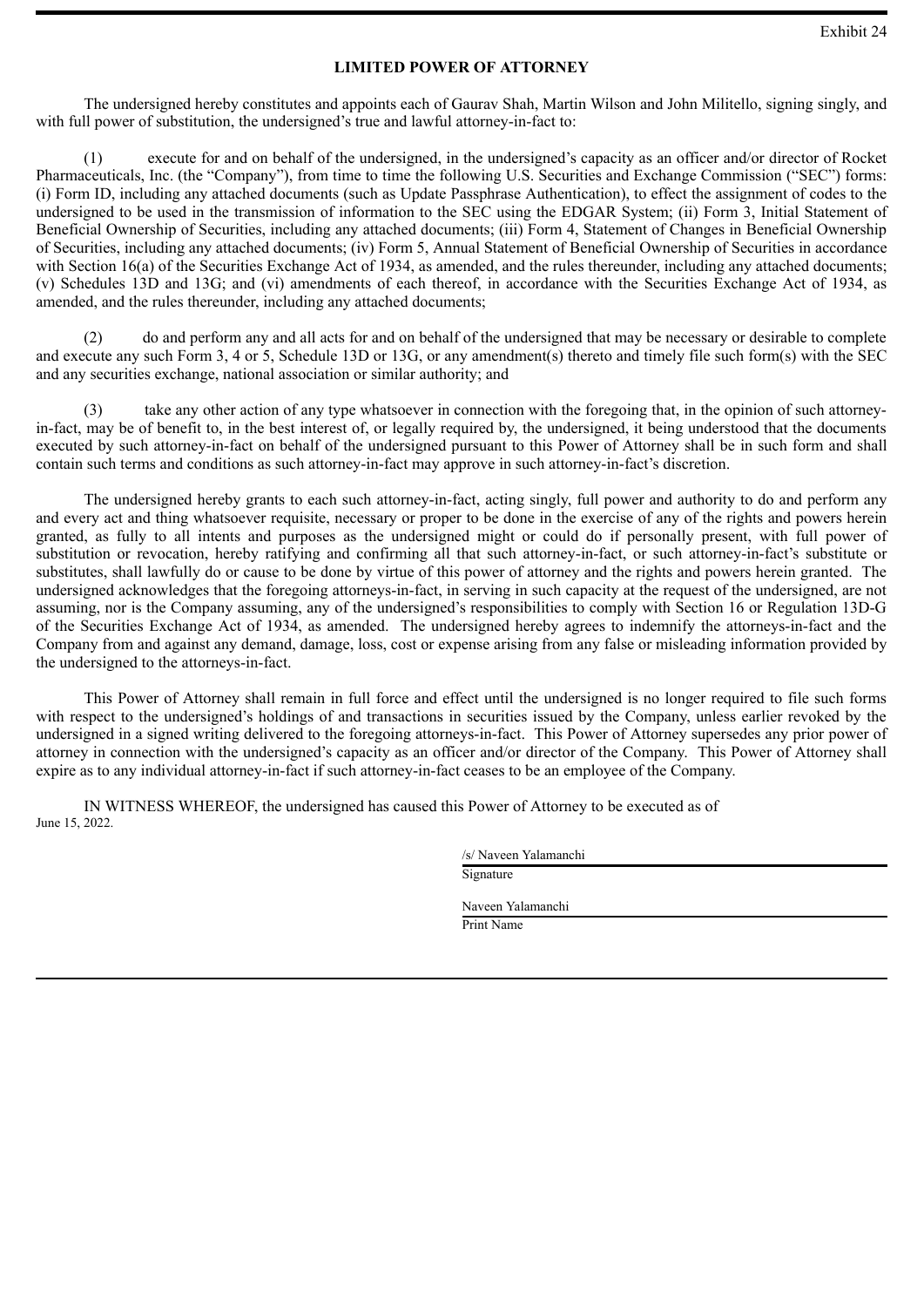Exhibit 24

## LIMITED POWER OF ATTORNEY

The undersigned hereby constitutes and appoints each of Gaurav Shah, Martin Wilson and John Militello, signing singly, and with full power of substitution, the undersigned's true and lawful attorney-in-fact to:

(1) execute for and on behalf of the undersigned, in the undersigned's capacity as an officer and/or director of Rocket Pharmaceuticals, Inc. (the "Company"), from time to time the following U.S. Securities and Exchange Commission ("SEC") forms: (i) Form ID, including any attached documents (such as Update Passphrase Authentication), to effect the assignment of codes to the undersigned to be used in the transmission of information to the SEC using the EDGAR System; (ii) Form 3, Initial Statement of Beneficial Ownership of Securities, including any attached documents; (iii) Form 4, Statement of Changes in Beneficial Ownership of Securities, including any attached documents; (iv) Form 5, Annual Statement of Beneficial Ownership of Securities in accordance with Section 16(a) of the Securities Exchange Act of 1934, as amended, and the rules thereunder, including any attached documents; (v) Schedules 13D and 13G; and (vi) amendments of each thereof, in accordance with the Securities Exchange Act of 1934, as amended, and the rules thereunder, including any attached documents;

(2) do and perform any and all acts for and on behalf of the undersigned that may be necessary or desirable to complete and execute any such Form 3, 4 or 5, Schedule 13D or 13G, or any amendment(s) thereto and timely file such form(s) with the SEC and any securities exchange, national association or similar authority; and

(3) take any other action of any type whatsoever in connection with the foregoing that, in the opinion of such attorney-in-fact, may be of benefit to, in the best interest of, or legally required by, the undersigned, it being understood that the documents executed by such attorney-in-fact on behalf of the undersigned pursuant to this Power of Attorney shall be in such form and shall contain such terms and conditions as such attorney-in-fact may approve in such attorney-in-fact's discretion.

The undersigned hereby grants to each such attorney-in-fact, acting singly, full power and authority to do and perform any and every act and thing whatsoever requisite, necessary or proper to be done in the exercise of any of the rights and powers herein granted, as fully to all intents and purposes as the undersigned might or could do if personally present, with full power of substitution or revocation, hereby ratifying and confirming all that such attorney-in-fact, or such attorney-in-fact's substitute or substitutes, shall lawfully do or cause to be done by virtue of this power of attorney and the rights and powers herein granted. The undersigned acknowledges that the foregoing attorneys-in-fact, in serving in such capacity at the request of the undersigned, are not assuming, nor is the Company assuming, any of the undersigned's responsibilities to comply with Section 16 or Regulation 13D-G of the Securities Exchange Act of 1934, as amended. The undersigned hereby agrees to indemnify the attorneys-in-fact and the Company from and against any demand, damage, loss, cost or expense arising from any false or misleading information provided by the undersigned to the attorneys-in-fact.

This Power of Attorney shall remain in full force and effect until the undersigned is no longer required to file such forms with respect to the undersigned's holdings of and transactions in securities issued by the Company, unless earlier revoked by the undersigned in a signed writing delivered to the foregoing attorneys-in-fact. This Power of Attorney supersedes any prior power of attorney in connection with the undersigned's capacity as an officer and/or director of the Company. This Power of Attorney shall expire as to any individual attorney-in-fact if such attorney-in-fact ceases to be an employee of the Company.

IN WITNESS WHEREOF, the undersigned has caused this Power of Attorney to be executed as of June 15, 2022.

/s/ Naveen Yalamanchi
Signature

Naveen Yalamanchi
Print Name